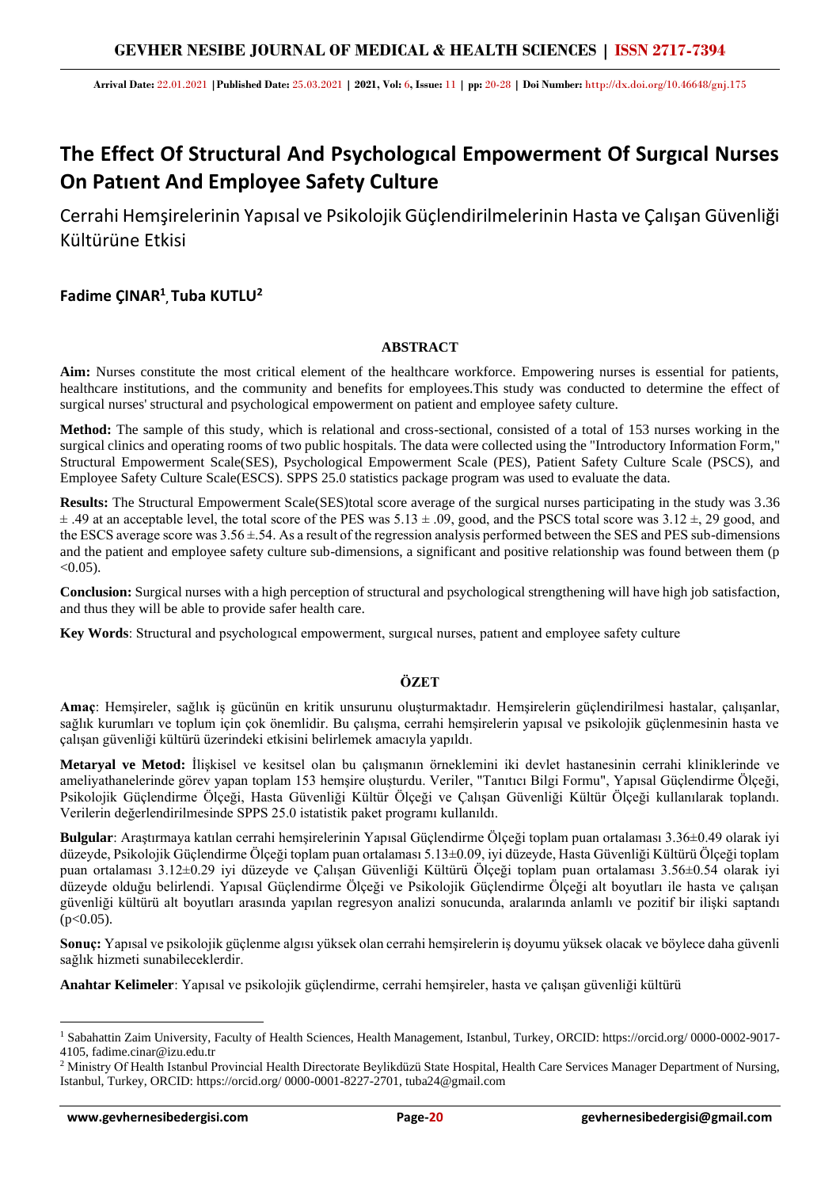Arrival Date: 22.01.2021 | Published Date: 25.03.2021 | 2021, Vol: 6, Issue: 11 | pp: 20-28 | Doi Number: http://dx.doi.org/10.46648/gnj.175

# The Effect Of Structural And Psychologıcal Empowerment Of Surgıcal Nurses On Patıent And Employee Safety Culture

Cerrahi Hemşirelerinin Yapısal ve Psikolojik Güçlendirilmelerinin Hasta ve Çalışan Güvenliği Kültürüne Etkisi

**Fadime ÇINAR[1], Tuba KUTLU[2]**

## ABSTRACT

**Aim:** Nurses constitute the most critical element of the healthcare workforce. Empowering nurses is essential for patients, healthcare institutions, and the community and benefits for employees.This study was conducted to determine the effect of surgical nurses' structural and psychological empowerment on patient and employee safety culture.

**Method:** The sample of this study, which is relational and cross-sectional, consisted of a total of 153 nurses working in the surgical clinics and operating rooms of two public hospitals. The data were collected using the "Introductory Information Form," Structural Empowerment Scale(SES), Psychological Empowerment Scale (PES), Patient Safety Culture Scale (PSCS), and Employee Safety Culture Scale(ESCS). SPPS 25.0 statistics package program was used to evaluate the data.

**Results:** The Structural Empowerment Scale(SES)total score average of the surgical nurses participating in the study was 3.36 ± .49 at an acceptable level, the total score of the PES was 5.13 ± .09, good, and the PSCS total score was 3.12 ±, 29 good, and the ESCS average score was 3.56 ±.54. As a result of the regression analysis performed between the SES and PES sub-dimensions and the patient and employee safety culture sub-dimensions, a significant and positive relationship was found between them (p <0.05).

**Conclusion:** Surgical nurses with a high perception of structural and psychological strengthening will have high job satisfaction, and thus they will be able to provide safer health care.

**Key Words**: Structural and psychologıcal empowerment, surgıcal nurses, patıent and employee safety culture

## ÖZET

**Amaç**: Hemşireler, sağlık iş gücünün en kritik unsurunu oluşturmaktadır. Hemşirelerin güçlendirilmesi hastalar, çalışanlar, sağlık kurumları ve toplum için çok önemlidir. Bu çalışma, cerrahi hemşirelerinin yapısal ve psikolojik güçlenmesinin hasta ve çalışan güvenliği kültürü üzerindeki etkisini belirlemek amacıyla yapıldı.

**Metaryal ve Metod:** İlişkisel ve kesitsel olan bu çalışmanın örneklemini iki devlet hastanesinin cerrahi kliniklerinde ve ameliyathanelerinde görev yapan toplam 153 hemşire oluşturdu. Veriler, "Tanıtıcı Bilgi Formu", Yapısal Güçlendirme Ölçeği, Psikolojik Güçlendirme Ölçeği, Hasta Güvenliği Kültür Ölçeği ve Çalışan Güvenliği Kültür Ölçeği kullanılarak toplandı. Verilerin değerlendirilmesinde SPPS 25.0 istatistik paket programı kullanıldı.

**Bulgular**: Araştırmaya katılan cerrahi hemşirelerinin Yapısal Güçlendirme Ölçeği toplam puan ortalaması 3.36±0.49 olarak iyi düzeyde, Psikolojik Güçlendirme Ölçeği toplam puan ortalaması 5.13±0.09, iyi düzeyde, Hasta Güvenliği Kültürü Ölçeği toplam puan ortalaması 3.12±0.29 iyi düzeyde ve Çalışan Güvenliği Kültürü Ölçeği toplam puan ortalaması 3.56±0.54 olarak iyi düzeyde olduğu belirlendi. Yapısal Güçlendirme Ölçeği ve Psikolojik Güçlendirme Ölçeği alt boyutları ile hasta ve çalışan güvenliği kültürü alt boyutları arasında yapılan regresyon analizi sonucunda, aralarında anlamlı ve pozitif bir ilişki saptandı (p<0.05).

**Sonuç:** Yapısal ve psikolojik güçlenme algısı yüksek olan cerrahi hemşirelerin iş doyumu yüksek olacak ve böylece daha güvenli sağlık hizmeti sunabileceklerdir.

**Anahtar Kelimeler**: Yapısal ve psikolojik güçlendirme, cerrahi hemşireler, hasta ve çalışan güvenliği kültürü

---

[1] Sabahattin Zaim University, Faculty of Health Sciences, Health Management, Istanbul, Turkey, ORCID: https://orcid.org/ 0000-0002-9017-4105, fadime.cinar@izu.edu.tr

[2] Ministry Of Health Istanbul Provincial Health Directorate Beylikdüzü State Hospital, Health Care Services Manager Department of Nursing, Istanbul, Turkey, ORCID: https://orcid.org/ 0000-0001-8227-2701, tuba24@gmail.com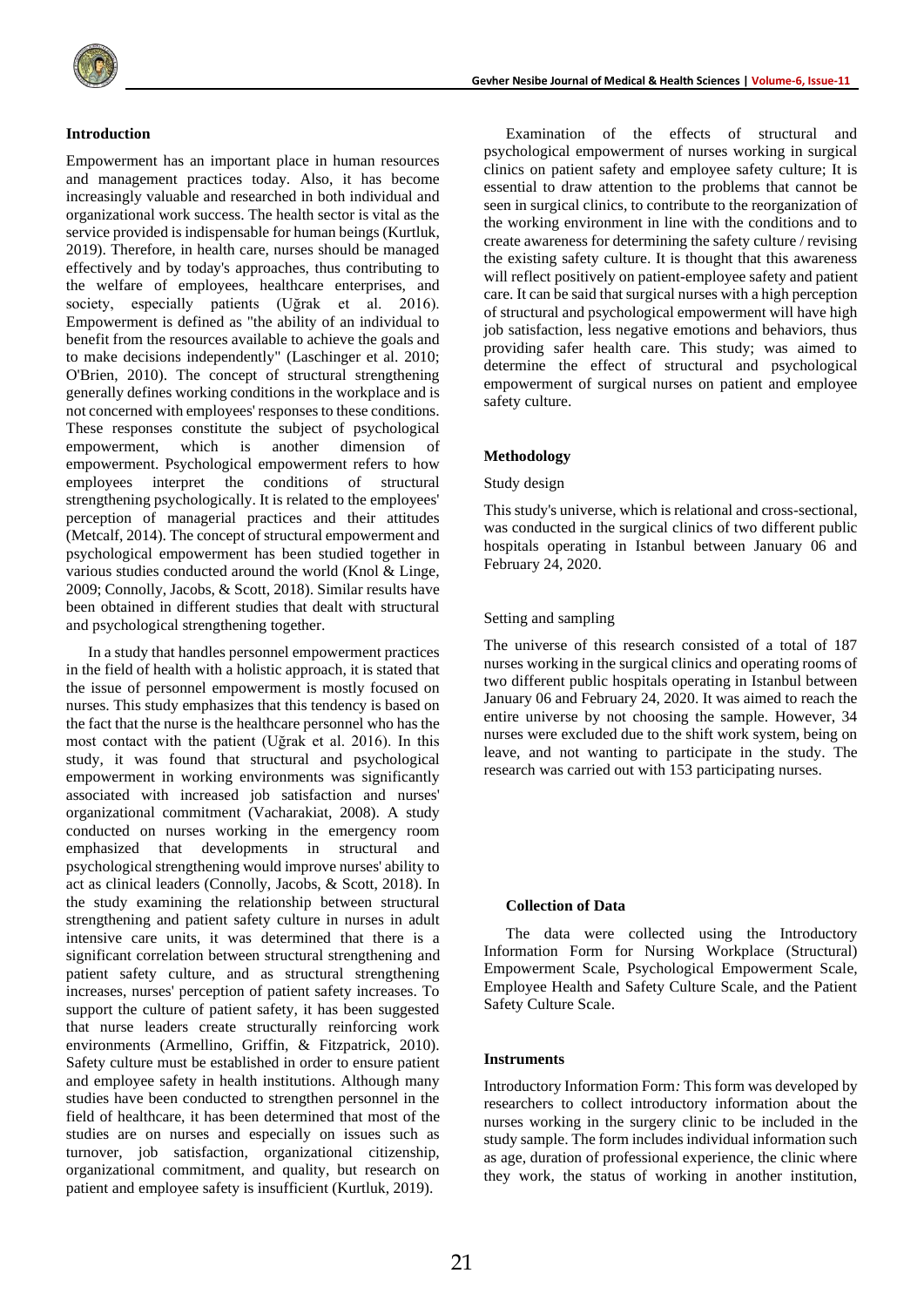## Introduction

Empowerment has an important place in human resources and management practices today. Also, it has become increasingly valuable and researched in both individual and organizational work success. The health sector is vital as the service provided is indispensable for human beings (Kurtluk, 2019). Therefore, in health care, nurses should be managed effectively and by today's approaches, thus contributing to the welfare of employees, healthcare enterprises, and society, especially patients (Uğrak et al. 2016). Empowerment is defined as "the ability of an individual to benefit from the resources available to achieve the goals and to make decisions independently" (Laschinger et al. 2010; O'Brien, 2010). The concept of structural strengthening generally defines working conditions in the workplace and is not concerned with employees' responses to these conditions. These responses constitute the subject of psychological empowerment, which is another dimension of empowerment. Psychological empowerment refers to how employees interpret the conditions of structural strengthening psychologically. It is related to the employees' perception of managerial practices and their attitudes (Metcalf, 2014). The concept of structural empowerment and psychological empowerment has been studied together in various studies conducted around the world (Knol & Linge, 2009; Connolly, Jacobs, & Scott, 2018). Similar results have been obtained in different studies that dealt with structural and psychological strengthening together.

In a study that handles personnel empowerment practices in the field of health with a holistic approach, it is stated that the issue of personnel empowerment is mostly focused on nurses. This study emphasizes that this tendency is based on the fact that the nurse is the healthcare personnel who has the most contact with the patient (Uğrak et al. 2016). In this study, it was found that structural and psychological empowerment in working environments was significantly associated with increased job satisfaction and nurses' organizational commitment (Vacharakiat, 2008). A study conducted on nurses working in the emergency room emphasized that developments in structural and psychological strengthening would improve nurses' ability to act as clinical leaders (Connolly, Jacobs, & Scott, 2018). In the study examining the relationship between structural strengthening and patient safety culture in nurses in adult intensive care units, it was determined that there is a significant correlation between structural strengthening and patient safety culture, and as structural strengthening increases, nurses' perception of patient safety increases. To support the culture of patient safety, it has been suggested that nurse leaders create structurally reinforcing work environments (Armellino, Griffin, & Fitzpatrick, 2010). Safety culture must be established in order to ensure patient and employee safety in health institutions. Although many studies have been conducted to strengthen personnel in the field of healthcare, it has been determined that most of the studies are on nurses and especially on issues such as turnover, job satisfaction, organizational citizenship, organizational commitment, and quality, but research on patient and employee safety is insufficient (Kurtluk, 2019).

Examination of the effects of structural and psychological empowerment of nurses working in surgical clinics on patient safety and employee safety culture; It is essential to draw attention to the problems that cannot be seen in surgical clinics, to contribute to the reorganization of the working environment in line with the conditions and to create awareness for determining the safety culture / revising the existing safety culture. It is thought that this awareness will reflect positively on patient-employee safety and patient care. It can be said that surgical nurses with a high perception of structural and psychological empowerment will have high job satisfaction, less negative emotions and behaviors, thus providing safer health care. This study; was aimed to determine the effect of structural and psychological empowerment of surgical nurses on patient and employee safety culture.

## Methodology

### Study design

This study's universe, which is relational and cross-sectional, was conducted in the surgical clinics of two different public hospitals operating in Istanbul between January 06 and February 24, 2020.

### Setting and sampling

The universe of this research consisted of a total of 187 nurses working in the surgical clinics and operating rooms of two different public hospitals operating in Istanbul between January 06 and February 24, 2020. It was aimed to reach the entire universe by not choosing the sample. However, 34 nurses were excluded due to the shift work system, being on leave, and not wanting to participate in the study. The research was carried out with 153 participating nurses.

### Collection of Data

The data were collected using the Introductory Information Form for Nursing Workplace (Structural) Empowerment Scale, Psychological Empowerment Scale, Employee Health and Safety Culture Scale, and the Patient Safety Culture Scale.

### Instruments

Introductory Information Form*:* This form was developed by researchers to collect introductory information about the nurses working in the surgery clinic to be included in the study sample. The form includes individual information such as age, duration of professional experience, the clinic where they work, the status of working in another institution,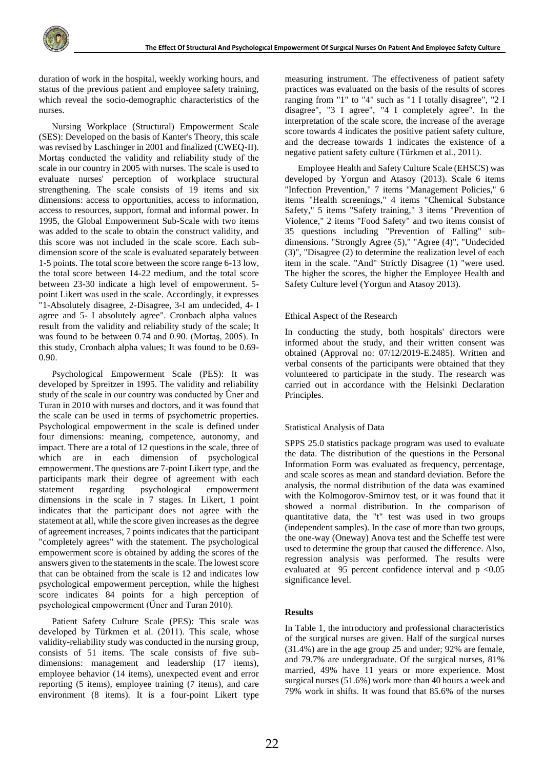duration of work in the hospital, weekly working hours, and status of the previous patient and employee safety training, which reveal the socio-demographic characteristics of the nurses.

Nursing Workplace (Structural) Empowerment Scale (SES): Developed on the basis of Kanter's Theory, this scale was revised by Laschinger in 2001 and finalized (CWEQ-II). Mortaş conducted the validity and reliability study of the scale in our country in 2005 with nurses. The scale is used to evaluate nurses' perception of workplace structural strengthening. The scale consists of 19 items and six dimensions: access to opportunities, access to information, access to resources, support, formal and informal power. In 1995, the Global Empowerment Sub-Scale with two items was added to the scale to obtain the construct validity, and this score was not included in the scale score. Each sub-dimension score of the scale is evaluated separately between 1-5 points. The total score between the score range 6-13 low, the total score between 14-22 medium, and the total score between 23-30 indicate a high level of empowerment. 5-point Likert was used in the scale. Accordingly, it expresses "1-Absolutely disagree, 2-Disagree, 3-I am undecided, 4- I agree and 5- I absolutely agree". Cronbach alpha values result from the validity and reliability study of the scale; It was found to be between 0.74 and 0.90. (Mortaş, 2005). In this study, Cronbach alpha values; It was found to be 0.69-0.90.

Psychological Empowerment Scale (PES): It was developed by Spreitzer in 1995. The validity and reliability study of the scale in our country was conducted by Üner and Turan in 2010 with nurses and doctors, and it was found that the scale can be used in terms of psychometric properties. Psychological empowerment in the scale is defined under four dimensions: meaning, competence, autonomy, and impact. There are a total of 12 questions in the scale, three of which are in each dimension of psychological empowerment. The questions are 7-point Likert type, and the participants mark their degree of agreement with each statement regarding psychological empowerment dimensions in the scale in 7 stages. In Likert, 1 point indicates that the participant does not agree with the statement at all, while the score given increases as the degree of agreement increases, 7 points indicates that the participant "completely agrees" with the statement. The psychological empowerment score is obtained by adding the scores of the answers given to the statements in the scale. The lowest score that can be obtained from the scale is 12 and indicates low psychological empowerment perception, while the highest score indicates 84 points for a high perception of psychological empowerment (Üner and Turan 2010).

Patient Safety Culture Scale (PES): This scale was developed by Türkmen et al. (2011). This scale, whose validity-reliability study was conducted in the nursing group, consists of 51 items. The scale consists of five sub-dimensions: management and leadership (17 items), employee behavior (14 items), unexpected event and error reporting (5 items), employee training (7 items), and care environment (8 items). It is a four-point Likert type measuring instrument. The effectiveness of patient safety practices was evaluated on the basis of the results of scores ranging from "1" to "4" such as "1 I totally disagree", "2 I disagree", "3 I agree", "4 I completely agree". In the interpretation of the scale score, the increase of the average score towards 4 indicates the positive patient safety culture, and the decrease towards 1 indicates the existence of a negative patient safety culture (Türkmen et al., 2011).

Employee Health and Safety Culture Scale (EHSCS) was developed by Yorgun and Atasoy (2013). Scale 6 items "Infection Prevention," 7 items "Management Policies," 6 items "Health screenings," 4 items "Chemical Substance Safety," 5 items "Safety training," 3 items "Prevention of Violence," 2 items "Food Safety" and two items consist of 35 questions including "Prevention of Falling" sub-dimensions. "Strongly Agree (5)," "Agree (4)", "Undecided (3)", "Disagree (2) to determine the realization level of each item in the scale. "And" Strictly Disagree (1) "were used. The higher the scores, the higher the Employee Health and Safety Culture level (Yorgun and Atasoy 2013).

## Ethical Aspect of the Research

In conducting the study, both hospitals' directors were informed about the study, and their written consent was obtained (Approval no: 07/12/2019-E.2485). Written and verbal consents of the participants were obtained that they volunteered to participate in the study. The research was carried out in accordance with the Helsinki Declaration Principles.

## Statistical Analysis of Data

SPPS 25.0 statistics package program was used to evaluate the data. The distribution of the questions in the Personal Information Form was evaluated as frequency, percentage, and scale scores as mean and standard deviation. Before the analysis, the normal distribution of the data was examined with the Kolmogorov-Smirnov test, or it was found that it showed a normal distribution. In the comparison of quantitative data, the "t" test was used in two groups (independent samples). In the case of more than two groups, the one-way (Oneway) Anova test and the Scheffe test were used to determine the group that caused the difference. Also, regression analysis was performed. The results were evaluated at 95 percent confidence interval and $p < 0.05$ significance level.

## Results

In Table 1, the introductory and professional characteristics of the surgical nurses are given. Half of the surgical nurses (31.4%) are in the age group 25 and under; 92% are female, and 79.7% are undergraduate. Of the surgical nurses, 81% married, 49% have 11 years or more experience. Most surgical nurses (51.6%) work more than 40 hours a week and 79% work in shifts. It was found that 85.6% of the nurses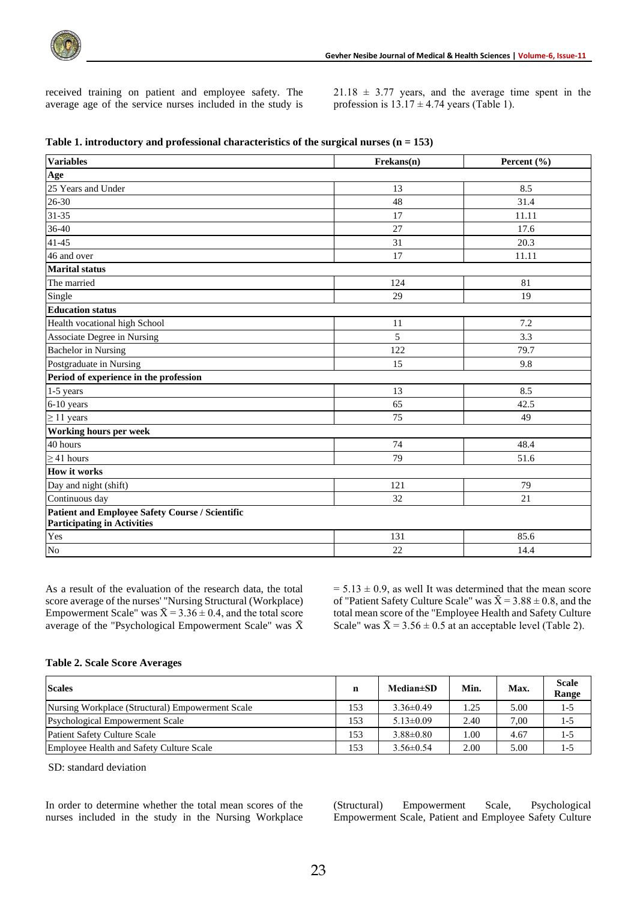received training on patient and employee safety. The average age of the service nurses included in the study is 21.18 ± 3.77 years, and the average time spent in the profession is 13.17 ± 4.74 years (Table 1).

**Table 1. introductory and professional characteristics of the surgical nurses (n = 153)**

| Variables | Frekans(n) | Percent (%) |
|---|---|---|
| **Age** | | |
| 25 Years and Under | 13 | 8.5 |
| 26-30 | 48 | 31.4 |
| 31-35 | 17 | 11.11 |
| 36-40 | 27 | 17.6 |
| 41-45 | 31 | 20.3 |
| 46 and over | 17 | 11.11 |
| **Marital status** | | |
| The married | 124 | 81 |
| Single | 29 | 19 |
| **Education status** | | |
| Health vocational high School | 11 | 7.2 |
| Associate Degree in Nursing | 5 | 3.3 |
| Bachelor in Nursing | 122 | 79.7 |
| Postgraduate in Nursing | 15 | 9.8 |
| **Period of experience in the profession** | | |
| 1-5 years | 13 | 8.5 |
| 6-10 years | 65 | 42.5 |
| ≥ 11 years | 75 | 49 |
| **Working hours per week** | | |
| 40 hours | 74 | 48.4 |
| ≥ 41 hours | 79 | 51.6 |
| **How it works** | | |
| Day and night (shift) | 121 | 79 |
| Continuous day | 32 | 21 |
| **Patient and Employee Safety Course / Scientific Participating in Activities** | | |
| Yes | 131 | 85.6 |
| No | 22 | 14.4 |

As a result of the evaluation of the research data, the total score average of the nurses' "Nursing Structural (Workplace) Empowerment Scale" was $\bar{X} = 3.36 \pm 0.4$, and the total score average of the "Psychological Empowerment Scale" was $\bar{X} = 5.13 \pm 0.9$, as well It was determined that the mean score of "Patient Safety Culture Scale" was $\bar{X} = 3.88 \pm 0.8$, and the total mean score of the "Employee Health and Safety Culture Scale" was $\bar{X} = 3.56 \pm 0.5$ at an acceptable level (Table 2).

**Table 2. Scale Score Averages**

| Scales | n | Median±SD | Min. | Max. | Scale Range |
|---|---|---|---|---|---|
| Nursing Workplace (Structural) Empowerment Scale | 153 | 3.36±0.49 | 1.25 | 5.00 | 1-5 |
| Psychological Empowerment Scale | 153 | 5.13±0.09 | 2.40 | 7,00 | 1-5 |
| Patient Safety Culture Scale | 153 | 3.88±0.80 | 1.00 | 4.67 | 1-5 |
| Employee Health and Safety Culture Scale | 153 | 3.56±0.54 | 2.00 | 5.00 | 1-5 |

SD: standard deviation

In order to determine whether the total mean scores of the nurses included in the study in the Nursing Workplace (Structural) Empowerment Scale, Psychological Empowerment Scale, Patient and Employee Safety Culture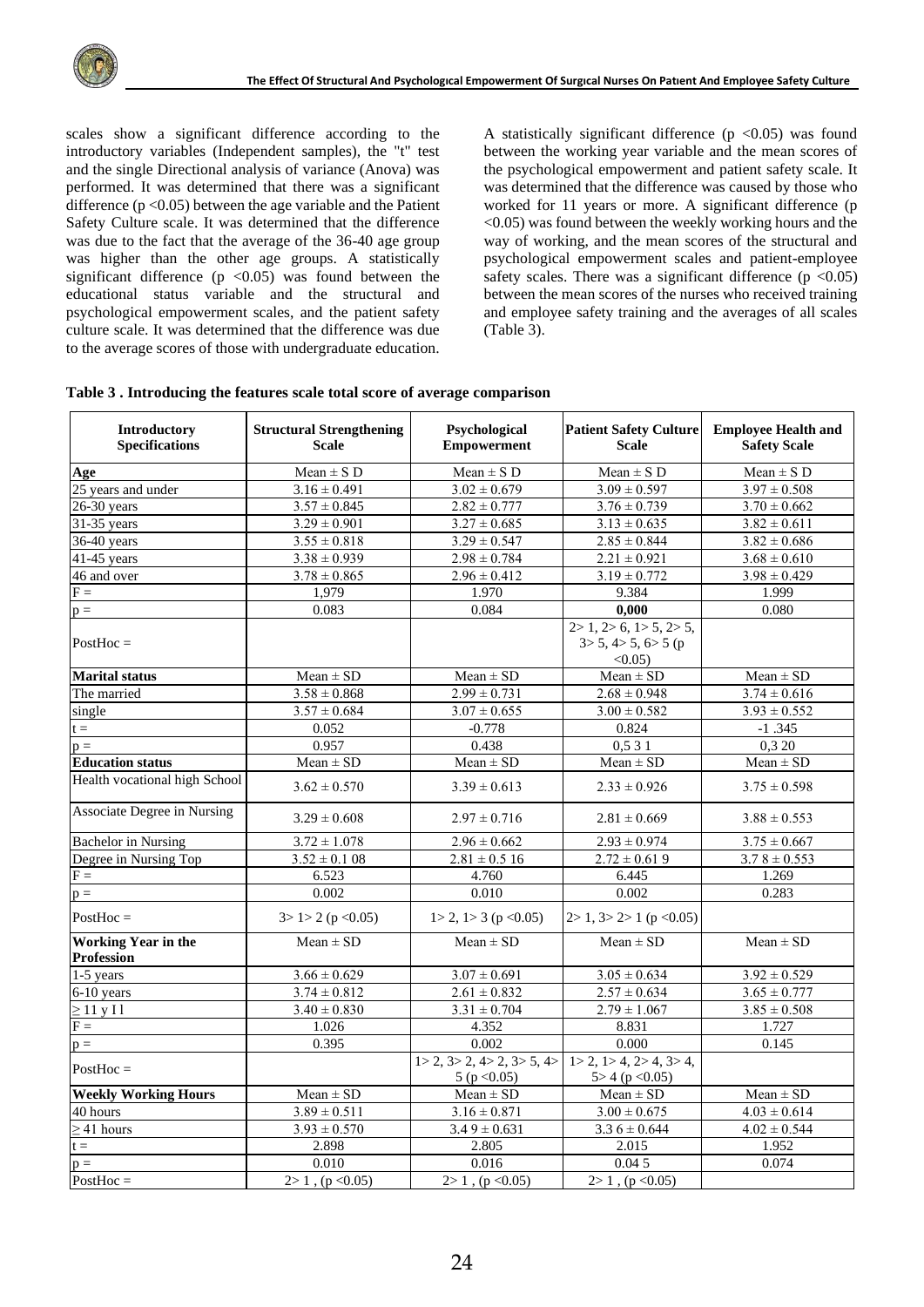scales show a significant difference according to the introductory variables (Independent samples), the "t" test and the single Directional analysis of variance (Anova) was performed. It was determined that there was a significant difference ($p < 0.05$) between the age variable and the Patient Safety Culture scale. It was determined that the difference was due to the fact that the average of the 36-40 age group was higher than the other age groups. A statistically significant difference ($p < 0.05$) was found between the educational status variable and the structural and psychological empowerment scales, and the patient safety culture scale. It was determined that the difference was due to the average scores of those with undergraduate education.

A statistically significant difference ($p < 0.05$) was found between the working year variable and the mean scores of the psychological empowerment and patient safety scale. It was determined that the difference was caused by those who worked for 11 years or more. A significant difference ($p < 0.05$) was found between the weekly working hours and the way of working, and the mean scores of the structural and psychological empowerment scales and patient-employee safety scales. There was a significant difference ($p < 0.05$) between the mean scores of the nurses who received training and employee safety training and the averages of all scales (Table 3).

**Table 3 . Introducing the features scale total score of average comparison**

| Introductory Specifications | Structural Strengthening Scale | Psychological Empowerment | Patient Safety Culture Scale | Employee Health and Safety Scale |
|---|---|---|---|---|
| **Age** | Mean ± S D | Mean ± S D | Mean ± S D | Mean ± S D |
| 25 years and under | 3.16 ± 0.491 | 3.02 ± 0.679 | 3.09 ± 0.597 | 3.97 ± 0.508 |
| 26-30 years | 3.57 ± 0.845 | 2.82 ± 0.777 | 3.76 ± 0.739 | 3.70 ± 0.662 |
| 31-35 years | 3.29 ± 0.901 | 3.27 ± 0.685 | 3.13 ± 0.635 | 3.82 ± 0.611 |
| 36-40 years | 3.55 ± 0.818 | 3.29 ± 0.547 | 2.85 ± 0.844 | 3.82 ± 0.686 |
| 41-45 years | 3.38 ± 0.939 | 2.98 ± 0.784 | 2.21 ± 0.921 | 3.68 ± 0.610 |
| 46 and over | 3.78 ± 0.865 | 2.96 ± 0.412 | 3.19 ± 0.772 | 3.98 ± 0.429 |
| F = | 1,979 | 1.970 | 9.384 | 1.999 |
| p = | 0.083 | 0.084 | **0,000** | 0.080 |
| PostHoc = | | | 2> 1, 2> 6, 1> 5, 2> 5, 3> 5, 4> 5, 6> 5 (p <0.05) | |
| **Marital status** | Mean ± SD | Mean ± SD | Mean ± SD | Mean ± SD |
| The married | 3.58 ± 0.868 | 2.99 ± 0.731 | 2.68 ± 0.948 | 3.74 ± 0.616 |
| single | 3.57 ± 0.684 | 3.07 ± 0.655 | 3.00 ± 0.582 | 3.93 ± 0.552 |
| t = | 0.052 | -0.778 | 0.824 | -1 .345 |
| p = | 0.957 | 0.438 | 0,5 3 1 | 0,3 20 |
| **Education status** | Mean ± SD | Mean ± SD | Mean ± SD | Mean ± SD |
| Health vocational high School | 3.62 ± 0.570 | 3.39 ± 0.613 | 2.33 ± 0.926 | 3.75 ± 0.598 |
| Associate Degree in Nursing | 3.29 ± 0.608 | 2.97 ± 0.716 | 2.81 ± 0.669 | 3.88 ± 0.553 |
| Bachelor in Nursing | 3.72 ± 1.078 | 2.96 ± 0.662 | 2.93 ± 0.974 | 3.75 ± 0.667 |
| Degree in Nursing Top | 3.52 ± 0.1 08 | 2.81 ± 0.5 16 | 2.72 ± 0.61 9 | 3.7 8 ± 0.553 |
| F = | 6.523 | 4.760 | 6.445 | 1.269 |
| p = | 0.002 | 0.010 | 0.002 | 0.283 |
| PostHoc = | 3> 1> 2 (p <0.05) | 1> 2, 1> 3 (p <0.05) | 2> 1, 3> 2> 1 (p <0.05) | |
| **Working Year in the Profession** | Mean ± SD | Mean ± SD | Mean ± SD | Mean ± SD |
| 1-5 years | 3.66 ± 0.629 | 3.07 ± 0.691 | 3.05 ± 0.634 | 3.92 ± 0.529 |
| 6-10 years | 3.74 ± 0.812 | 2.61 ± 0.832 | 2.57 ± 0.634 | 3.65 ± 0.777 |
| ≥ 11 y I l | 3.40 ± 0.830 | 3.31 ± 0.704 | 2.79 ± 1.067 | 3.85 ± 0.508 |
| F = | 1.026 | 4.352 | 8.831 | 1.727 |
| p = | 0.395 | 0.002 | 0.000 | 0.145 |
| PostHoc = | | 1> 2, 3> 2, 4> 2, 3> 5, 4> 5 (p <0.05) | 1> 2, 1> 4, 2> 4, 3> 4, 5> 4 (p <0.05) | |
| **Weekly Working Hours** | Mean ± SD | Mean ± SD | Mean ± SD | Mean ± SD |
| 40 hours | 3.89 ± 0.511 | 3.16 ± 0.871 | 3.00 ± 0.675 | 4.03 ± 0.614 |
| ≥ 41 hours | 3.93 ± 0.570 | 3.4 9 ± 0.631 | 3.3 6 ± 0.644 | 4.02 ± 0.544 |
| t = | 2.898 | 2.805 | 2.015 | 1.952 |
| p = | 0.010 | 0.016 | 0.04 5 | 0.074 |
| PostHoc = | 2> 1 , (p <0.05) | 2> 1 , (p <0.05) | 2> 1 , (p <0.05) | |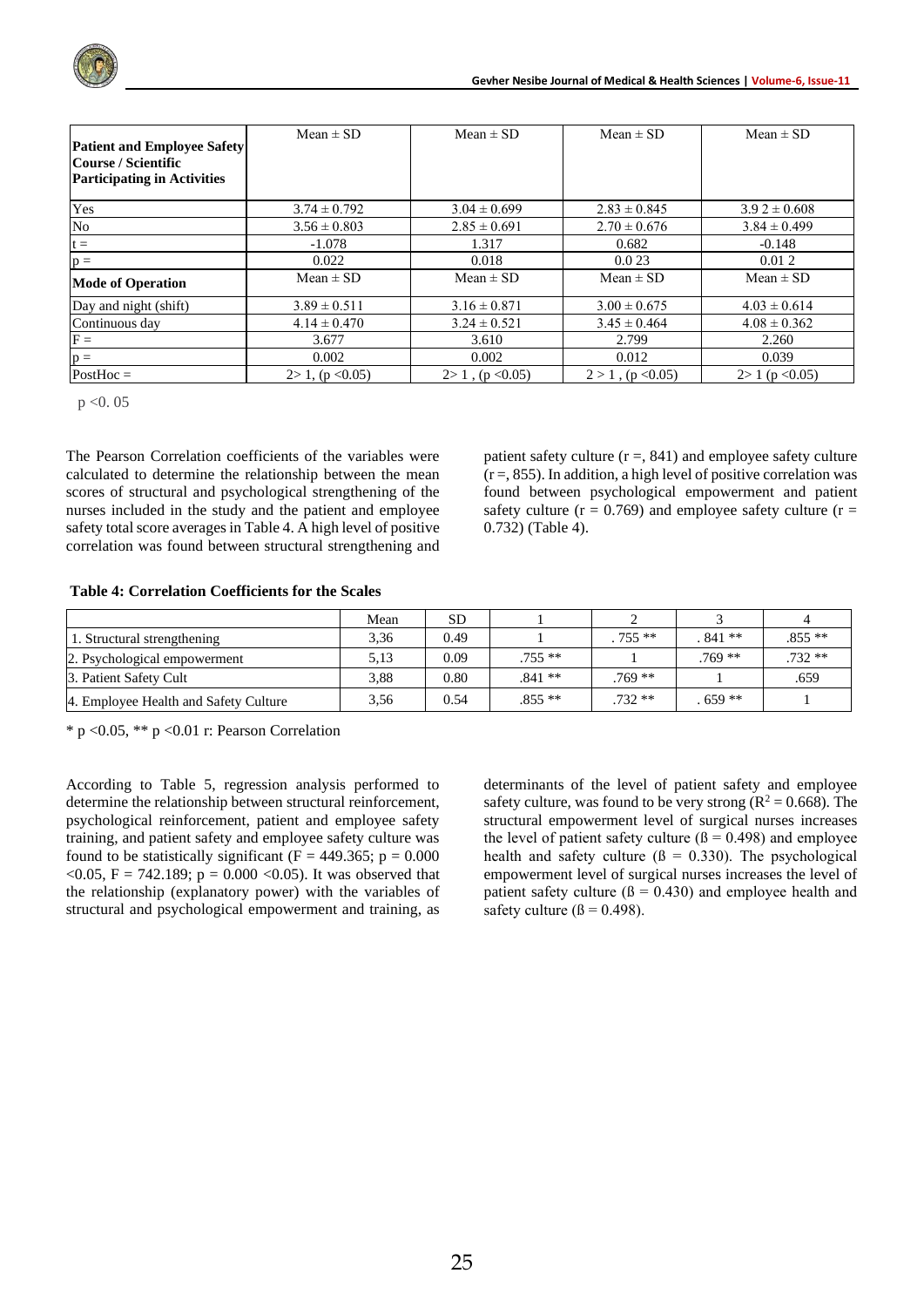| Patient and Employee Safety Course / Scientific Participating in Activities | Mean ± SD | Mean ± SD | Mean ± SD | Mean ± SD |
|---|---|---|---|---|
| Yes | 3.74 ± 0.792 | 3.04 ± 0.699 | 2.83 ± 0.845 | 3.9 2 ± 0.608 |
| No | 3.56 ± 0.803 | 2.85 ± 0.691 | 2.70 ± 0.676 | 3.84 ± 0.499 |
| t = | -1.078 | 1.317 | 0.682 | -0.148 |
| p = | 0.022 | 0.018 | 0.0 23 | 0.01 2 |
| **Mode of Operation** | Mean ± SD | Mean ± SD | Mean ± SD | Mean ± SD |
| Day and night (shift) | 3.89 ± 0.511 | 3.16 ± 0.871 | 3.00 ± 0.675 | 4.03 ± 0.614 |
| Continuous day | 4.14 ± 0.470 | 3.24 ± 0.521 | 3.45 ± 0.464 | 4.08 ± 0.362 |
| F = | 3.677 | 3.610 | 2.799 | 2.260 |
| p = | 0.002 | 0.002 | 0.012 | 0.039 |
| PostHoc = | 2> 1, (p <0.05) | 2> 1 , (p <0.05) | 2 > 1 , (p <0.05) | 2> 1 (p <0.05) |

p <0. 05

The Pearson Correlation coefficients of the variables were calculated to determine the relationship between the mean scores of structural and psychological strengthening of the nurses included in the study and the patient and employee safety total score averages in Table 4. A high level of positive correlation was found between structural strengthening and patient safety culture (r =, 841) and employee safety culture (r =, 855). In addition, a high level of positive correlation was found between psychological empowerment and patient safety culture (r = 0.769) and employee safety culture (r = 0.732) (Table 4).

**Table 4: Correlation Coefficients for the Scales**

| | Mean | SD | 1 | 2 | 3 | 4 |
|---|---|---|---|---|---|---|
| 1. Structural strengthening | 3,36 | 0.49 | 1 | . 755 ** | . 841 ** | .855 ** |
| 2. Psychological empowerment | 5,13 | 0.09 | .755 ** | 1 | .769 ** | .732 ** |
| 3. Patient Safety Cult | 3,88 | 0.80 | .841 ** | .769 ** | 1 | .659 |
| 4. Employee Health and Safety Culture | 3,56 | 0.54 | .855 ** | .732 ** | . 659 ** | 1 |

\* p <0.05, ** p <0.01 r: Pearson Correlation

According to Table 5, regression analysis performed to determine the relationship between structural reinforcement, psychological reinforcement, patient and employee safety training, and patient safety and employee safety culture was found to be statistically significant (F = 449.365; p = 0.000 <0.05, F = 742.189; p = 0.000 <0.05). It was observed that the relationship (explanatory power) with the variables of structural and psychological empowerment and training, as determinants of the level of patient safety and employee safety culture, was found to be very strong ($R^2 = 0.668$). The structural empowerment level of surgical nurses increases the level of patient safety culture (ß = 0.498) and employee health and safety culture (ß = 0.330). The psychological empowerment level of surgical nurses increases the level of patient safety culture (ß = 0.430) and employee health and safety culture (ß = 0.498).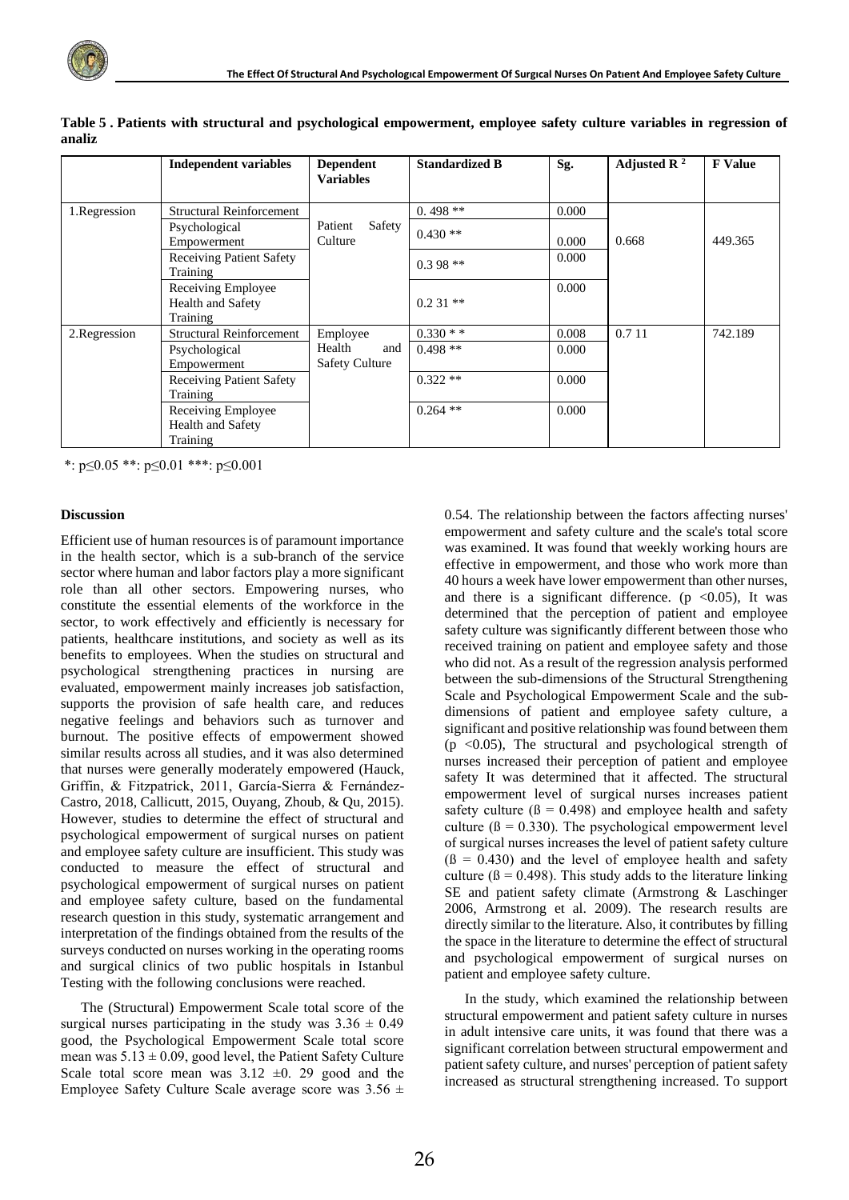**Table 5 . Patients with structural and psychological empowerment, employee safety culture variables in regression of analiz**

| | Independent variables | Dependent Variables | Standardized B | Sg. | Adjusted $R^2$ | F Value |
|---|---|---|---|---|---|---|
| 1.Regression | Structural Reinforcement | Patient Safety Culture | 0. 498 ** | 0.000 | 0.668 | 449.365 |
| | Psychological Empowerment | | 0.430 ** | 0.000 | | |
| | Receiving Patient Safety Training | | 0.3 98 ** | 0.000 | | |
| | Receiving Employee Health and Safety Training | | 0.2 31 ** | 0.000 | | |
| 2.Regression | Structural Reinforcement | Employee Health and Safety Culture | 0.330 * * | 0.008 | 0.7 11 | 742.189 |
| | Psychological Empowerment | | 0.498 ** | 0.000 | | |
| | Receiving Patient Safety Training | | 0.322 ** | 0.000 | | |
| | Receiving Employee Health and Safety Training | | 0.264 ** | 0.000 | | |

*: $p \leq 0.05$ **: $p \leq 0.01$ ***: $p \leq 0.001$

## Discussion

Efficient use of human resources is of paramount importance in the health sector, which is a sub-branch of the service sector where human and labor factors play a more significant role than all other sectors. Empowering nurses, who constitute the essential elements of the workforce in the sector, to work effectively and efficiently is necessary for patients, healthcare institutions, and society as well as its benefits to employees. When the studies on structural and psychological strengthening practices in nursing are evaluated, empowerment mainly increases job satisfaction, supports the provision of safe health care, and reduces negative feelings and behaviors such as turnover and burnout. The positive effects of empowerment showed similar results across all studies, and it was also determined that nurses were generally moderately empowered (Hauck, Griffin, & Fitzpatrick, 2011, García-Sierra & Fernández-Castro, 2018, Callicutt, 2015, Ouyang, Zhoub, & Qu, 2015). However, studies to determine the effect of structural and psychological empowerment of surgical nurses on patient and employee safety culture are insufficient. This study was conducted to measure the effect of structural and psychological empowerment of surgical nurses on patient and employee safety culture, based on the fundamental research question in this study, systematic arrangement and interpretation of the findings obtained from the results of the surveys conducted on nurses working in the operating rooms and surgical clinics of two public hospitals in Istanbul Testing with the following conclusions were reached.

The (Structural) Empowerment Scale total score of the surgical nurses participating in the study was $3.36 \pm 0.49$ good, the Psychological Empowerment Scale total score mean was $5.13 \pm 0.09$, good level, the Patient Safety Culture Scale total score mean was $3.12 \pm 0.29$ good and the Employee Safety Culture Scale average score was $3.56 \pm 0.54$. The relationship between the factors affecting nurses' empowerment and safety culture and the scale's total score was examined. It was found that weekly working hours are effective in empowerment, and those who work more than 40 hours a week have lower empowerment than other nurses, and there is a significant difference. ($p < 0.05$), It was determined that the perception of patient and employee safety culture was significantly different between those who received training on patient and employee safety and those who did not. As a result of the regression analysis performed between the sub-dimensions of the Structural Strengthening Scale and Psychological Empowerment Scale and the sub-dimensions of patient and employee safety culture, a significant and positive relationship was found between them ($p < 0.05$), The structural and psychological strength of nurses increased their perception of patient and employee safety It was determined that it affected. The structural empowerment level of surgical nurses increases patient safety culture ($ß = 0.498$) and employee health and safety culture ($ß = 0.330$). The psychological empowerment level of surgical nurses increases the level of patient safety culture ($ß = 0.430$) and the level of employee health and safety culture ($ß = 0.498$). This study adds to the literature linking SE and patient safety climate (Armstrong & Laschinger 2006, Armstrong et al. 2009). The research results are directly similar to the literature. Also, it contributes by filling the space in the literature to determine the effect of structural and psychological empowerment of surgical nurses on patient and employee safety culture.

In the study, which examined the relationship between structural empowerment and patient safety culture in nurses in adult intensive care units, it was found that there was a significant correlation between structural empowerment and patient safety culture, and nurses' perception of patient safety increased as structural strengthening increased. To support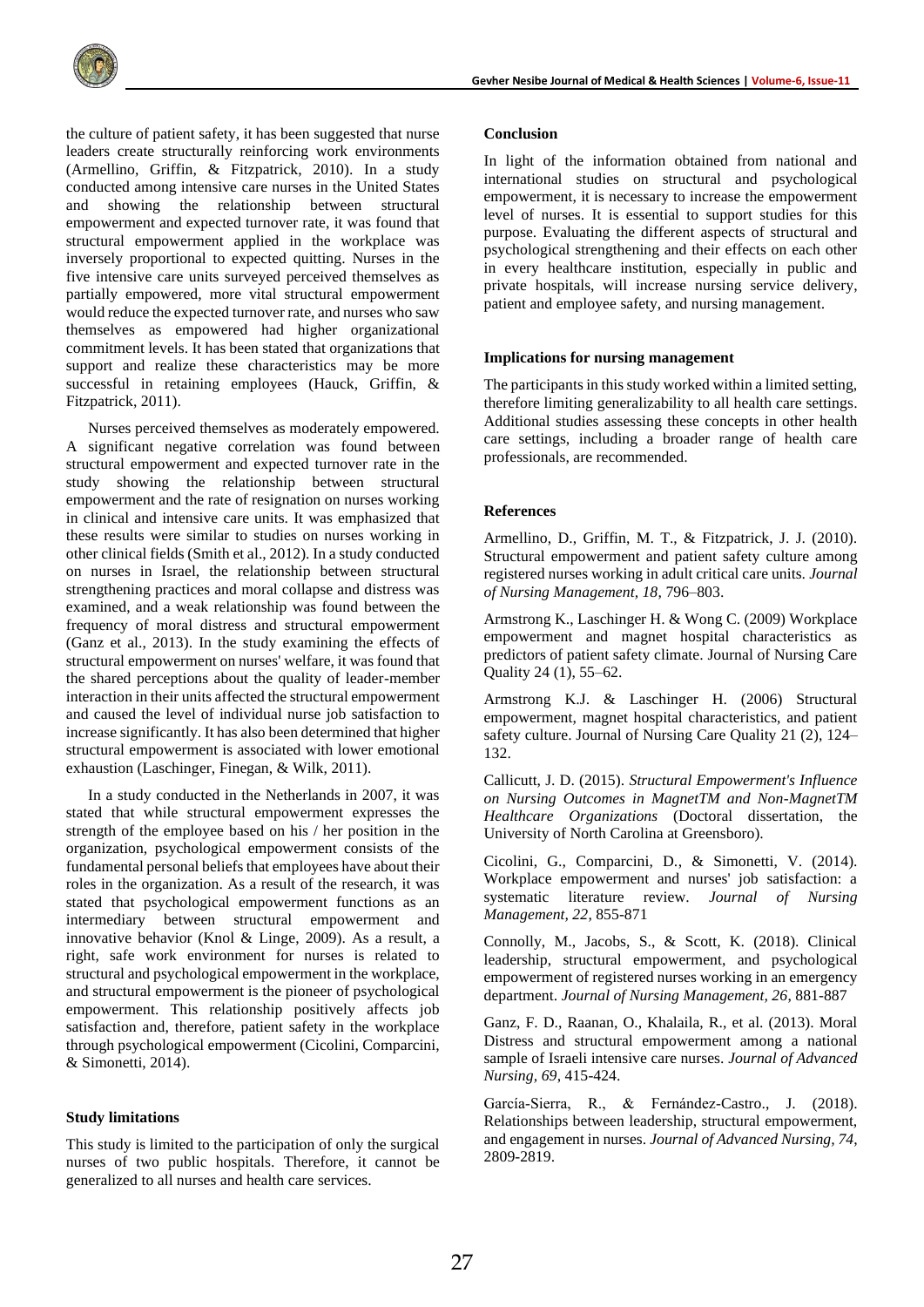the culture of patient safety, it has been suggested that nurse leaders create structurally reinforcing work environments (Armellino, Griffin, & Fitzpatrick, 2010). In a study conducted among intensive care nurses in the United States and showing the relationship between structural empowerment and expected turnover rate, it was found that structural empowerment applied in the workplace was inversely proportional to expected quitting. Nurses in the five intensive care units surveyed perceived themselves as partially empowered, more vital structural empowerment would reduce the expected turnover rate, and nurses who saw themselves as empowered had higher organizational commitment levels. It has been stated that organizations that support and realize these characteristics may be more successful in retaining employees (Hauck, Griffin, & Fitzpatrick, 2011).

Nurses perceived themselves as moderately empowered. A significant negative correlation was found between structural empowerment and expected turnover rate in the study showing the relationship between structural empowerment and the rate of resignation on nurses working in clinical and intensive care units. It was emphasized that these results were similar to studies on nurses working in other clinical fields (Smith et al., 2012). In a study conducted on nurses in Israel, the relationship between structural strengthening practices and moral collapse and distress was examined, and a weak relationship was found between the frequency of moral distress and structural empowerment (Ganz et al., 2013). In the study examining the effects of structural empowerment on nurses' welfare, it was found that the shared perceptions about the quality of leader-member interaction in their units affected the structural empowerment and caused the level of individual nurse job satisfaction to increase significantly. It has also been determined that higher structural empowerment is associated with lower emotional exhaustion (Laschinger, Finegan, & Wilk, 2011).

In a study conducted in the Netherlands in 2007, it was stated that while structural empowerment expresses the strength of the employee based on his / her position in the organization, psychological empowerment consists of the fundamental personal beliefs that employees have about their roles in the organization. As a result of the research, it was stated that psychological empowerment functions as an intermediary between structural empowerment and innovative behavior (Knol & Linge, 2009). As a result, a right, safe work environment for nurses is related to structural and psychological empowerment in the workplace, and structural empowerment is the pioneer of psychological empowerment. This relationship positively affects job satisfaction and, therefore, patient safety in the workplace through psychological empowerment (Cicolini, Comparcini, & Simonetti, 2014).

**Study limitations**

This study is limited to the participation of only the surgical nurses of two public hospitals. Therefore, it cannot be generalized to all nurses and health care services.

**Conclusion**

In light of the information obtained from national and international studies on structural and psychological empowerment, it is necessary to increase the empowerment level of nurses. It is essential to support studies for this purpose. Evaluating the different aspects of structural and psychological strengthening and their effects on each other in every healthcare institution, especially in public and private hospitals, will increase nursing service delivery, patient and employee safety, and nursing management.

**Implications for nursing management**

The participants in this study worked within a limited setting, therefore limiting generalizability to all health care settings. Additional studies assessing these concepts in other health care settings, including a broader range of health care professionals, are recommended.

**References**

Armellino, D., Griffin, M. T., & Fitzpatrick, J. J. (2010). Structural empowerment and patient safety culture among registered nurses working in adult critical care units. *Journal of Nursing Management, 18*, 796–803.

Armstrong K., Laschinger H. & Wong C. (2009) Workplace empowerment and magnet hospital characteristics as predictors of patient safety climate. Journal of Nursing Care Quality 24 (1), 55–62.

Armstrong K.J. & Laschinger H. (2006) Structural empowerment, magnet hospital characteristics, and patient safety culture. Journal of Nursing Care Quality 21 (2), 124–132.

Callicutt, J. D. (2015). *Structural Empowerment's Influence on Nursing Outcomes in MagnetTM and Non-MagnetTM Healthcare Organizations* (Doctoral dissertation, the University of North Carolina at Greensboro).

Cicolini, G., Comparcini, D., & Simonetti, V. (2014). Workplace empowerment and nurses' job satisfaction: a systematic literature review. *Journal of Nursing Management, 22*, 855-871

Connolly, M., Jacobs, S., & Scott, K. (2018). Clinical leadership, structural empowerment, and psychological empowerment of registered nurses working in an emergency department. *Journal of Nursing Management, 26*, 881-887

Ganz, F. D., Raanan, O., Khalaila, R., et al. (2013). Moral Distress and structural empowerment among a national sample of Israeli intensive care nurses. *Journal of Advanced Nursing, 69*, 415-424.

García-Sierra, R., & Fernández-Castro., J. (2018). Relationships between leadership, structural empowerment, and engagement in nurses. *Journal of Advanced Nursing, 74*, 2809-2819.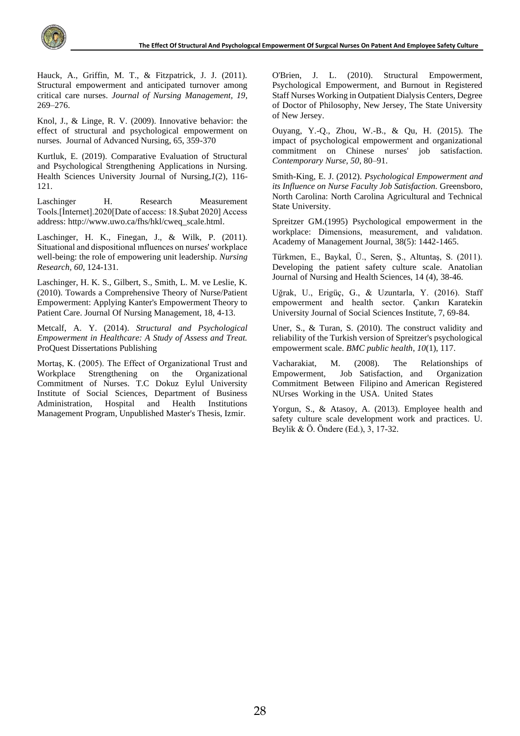Hauck, A., Griffin, M. T., & Fitzpatrick, J. J. (2011). Structural empowerment and anticipated turnover among critical care nurses. *Journal of Nursing Management, 19*, 269–276.

Knol, J., & Linge, R. V. (2009). Innovative behavior: the effect of structural and psychological empowerment on nurses. Journal of Advanced Nursing, 65, 359-370

Kurtluk, E. (2019). Comparative Evaluation of Structural and Psychological Strengthening Applications in Nursing. Health Sciences University Journal of Nursing,*1*(2), 116-121.

Laschinger H. Research Measurement Tools.[İnternet].2020[Date of access: 18.Şubat 2020] Access address: http://www.uwo.ca/fhs/hkl/cweq_scale.html.

Laschinger, H. K., Finegan, J., & Wilk, P. (2011). Situational and dispositional ınfluences on nurses' workplace well-being: the role of empowering unit leadership. *Nursing Research, 60*, 124-131.

Laschinger, H. K. S., Gilbert, S., Smith, L. M. ve Leslie, K. (2010). Towards a Comprehensive Theory of Nurse/Patient Empowerment: Applying Kanter's Empowerment Theory to Patient Care. Journal Of Nursing Management, 18, 4-13.

Metcalf, A. Y. (2014). *Structural and Psychological Empowerment in Healthcare: A Study of Assess and Treat.* ProQuest Dissertations Publishing

Mortaş, K. (2005). The Effect of Organizational Trust and Workplace Strengthening on the Organizational Commitment of Nurses. T.C Dokuz Eylul University Institute of Social Sciences, Department of Business Administration, Hospital and Health Institutions Management Program, Unpublished Master's Thesis, Izmir.

O'Brien, J. L. (2010). Structural Empowerment, Psychological Empowerment, and Burnout in Registered Staff Nurses Working in Outpatient Dialysis Centers, Degree of Doctor of Philosophy, New Jersey, The State University of New Jersey.

Ouyang, Y.-Q., Zhou, W.-B., & Qu, H. (2015). The impact of psychological empowerment and organizational commitment on Chinese nurses' job satisfaction. *Contemporary Nurse, 50*, 80–91.

Smith-King, E. J. (2012). *Psychological Empowerment and its Influence on Nurse Faculty Job Satisfaction.* Greensboro, North Carolina: North Carolina Agricultural and Technical State University.

Spreitzer GM.(1995) Psychological empowerment in the workplace: Dimensions, measurement, and valıdatıon. Academy of Management Journal, 38(5): 1442-1465.

Türkmen, E., Baykal, Ü., Seren, Ş., Altuntaş, S. (2011). Developing the patient safety culture scale. Anatolian Journal of Nursing and Health Sciences, 14 (4), 38-46.

Uğrak, U., Erigüç, G., & Uzuntarla, Y. (2016). Staff empowerment and health sector. Çankırı Karatekin University Journal of Social Sciences Institute, 7, 69-84.

Uner, S., & Turan, S. (2010). The construct validity and reliability of the Turkish version of Spreitzer's psychological empowerment scale. *BMC public health*, *10*(1), 117.

Vacharakiat, M. (2008). The Relationships of Empowerment, Job Satisfaction, and Organization Commitment Between Filipino and American Registered NUrses Working in the USA. United States

Yorgun, S., & Atasoy, A. (2013). Employee health and safety culture scale development work and practices. U. Beylik & Ö. Öndere (Ed.), 3, 17-32.